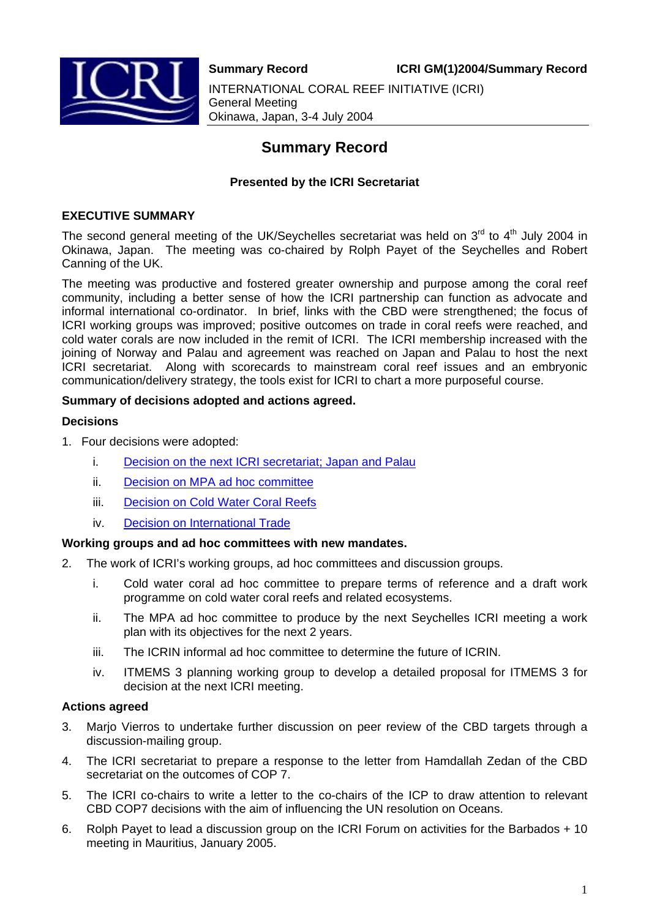**Summary Record** **ICRI GM(1)2004/Summary Record**

INTERNATIONAL CORAL REEF INITIATIVE (ICRI)
General Meeting
Okinawa, Japan, 3-4 July 2004

# Summary Record

**Presented by the ICRI Secretariat**

## EXECUTIVE SUMMARY

The second general meeting of the UK/Seychelles secretariat was held on 3rd to 4th July 2004 in Okinawa, Japan. The meeting was co-chaired by Rolph Payet of the Seychelles and Robert Canning of the UK.

The meeting was productive and fostered greater ownership and purpose among the coral reef community, including a better sense of how the ICRI partnership can function as advocate and informal international co-ordinator. In brief, links with the CBD were strengthened; the focus of ICRI working groups was improved; positive outcomes on trade in coral reefs were reached, and cold water corals are now included in the remit of ICRI. The ICRI membership increased with the joining of Norway and Palau and agreement was reached on Japan and Palau to host the next ICRI secretariat. Along with scorecards to mainstream coral reef issues and an embryonic communication/delivery strategy, the tools exist for ICRI to chart a more purposeful course.

**Summary of decisions adopted and actions agreed.**

**Decisions**

1. Four decisions were adopted:
   i. Decision on the next ICRI secretariat; Japan and Palau
   ii. Decision on MPA ad hoc committee
   iii. Decision on Cold Water Coral Reefs
   iv. Decision on International Trade

**Working groups and ad hoc committees with new mandates.**

2. The work of ICRI's working groups, ad hoc committees and discussion groups.
   i. Cold water coral ad hoc committee to prepare terms of reference and a draft work programme on cold water coral reefs and related ecosystems.
   ii. The MPA ad hoc committee to produce by the next Seychelles ICRI meeting a work plan with its objectives for the next 2 years.
   iii. The ICRIN informal ad hoc committee to determine the future of ICRIN.
   iv. ITMEMS 3 planning working group to develop a detailed proposal for ITMEMS 3 for decision at the next ICRI meeting.

**Actions agreed**

3. Marjo Vierros to undertake further discussion on peer review of the CBD targets through a discussion-mailing group.
4. The ICRI secretariat to prepare a response to the letter from Hamdallah Zedan of the CBD secretariat on the outcomes of COP 7.
5. The ICRI co-chairs to write a letter to the co-chairs of the ICP to draw attention to relevant CBD COP7 decisions with the aim of influencing the UN resolution on Oceans.
6. Rolph Payet to lead a discussion group on the ICRI Forum on activities for the Barbados + 10 meeting in Mauritius, January 2005.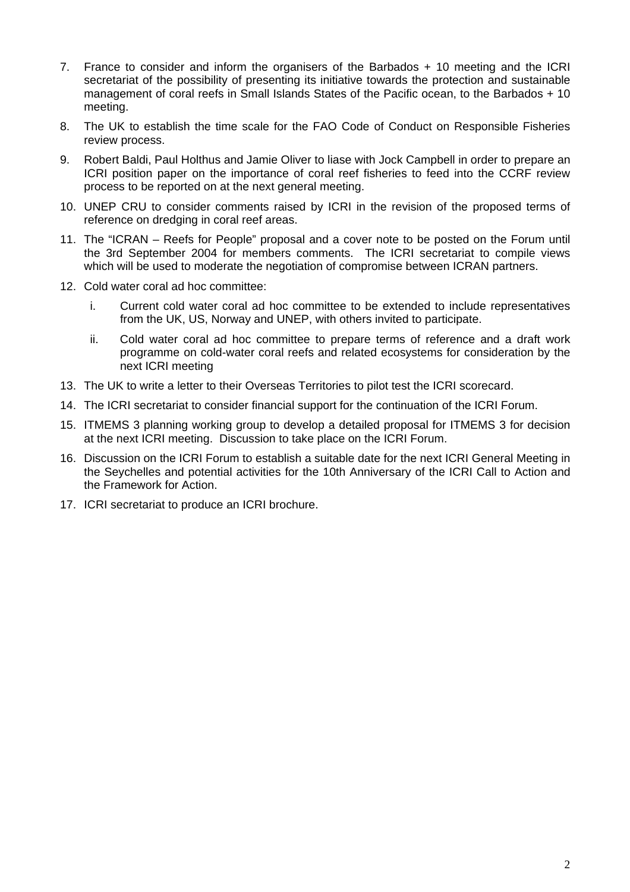7. France to consider and inform the organisers of the Barbados + 10 meeting and the ICRI secretariat of the possibility of presenting its initiative towards the protection and sustainable management of coral reefs in Small Islands States of the Pacific ocean, to the Barbados + 10 meeting.

8. The UK to establish the time scale for the FAO Code of Conduct on Responsible Fisheries review process.

9. Robert Baldi, Paul Holthus and Jamie Oliver to liase with Jock Campbell in order to prepare an ICRI position paper on the importance of coral reef fisheries to feed into the CCRF review process to be reported on at the next general meeting.

10. UNEP CRU to consider comments raised by ICRI in the revision of the proposed terms of reference on dredging in coral reef areas.

11. The "ICRAN – Reefs for People" proposal and a cover note to be posted on the Forum until the 3rd September 2004 for members comments. The ICRI secretariat to compile views which will be used to moderate the negotiation of compromise between ICRAN partners.

12. Cold water coral ad hoc committee:
    i. Current cold water coral ad hoc committee to be extended to include representatives from the UK, US, Norway and UNEP, with others invited to participate.
    ii. Cold water coral ad hoc committee to prepare terms of reference and a draft work programme on cold-water coral reefs and related ecosystems for consideration by the next ICRI meeting

13. The UK to write a letter to their Overseas Territories to pilot test the ICRI scorecard.

14. The ICRI secretariat to consider financial support for the continuation of the ICRI Forum.

15. ITMEMS 3 planning working group to develop a detailed proposal for ITMEMS 3 for decision at the next ICRI meeting. Discussion to take place on the ICRI Forum.

16. Discussion on the ICRI Forum to establish a suitable date for the next ICRI General Meeting in the Seychelles and potential activities for the 10th Anniversary of the ICRI Call to Action and the Framework for Action.

17. ICRI secretariat to produce an ICRI brochure.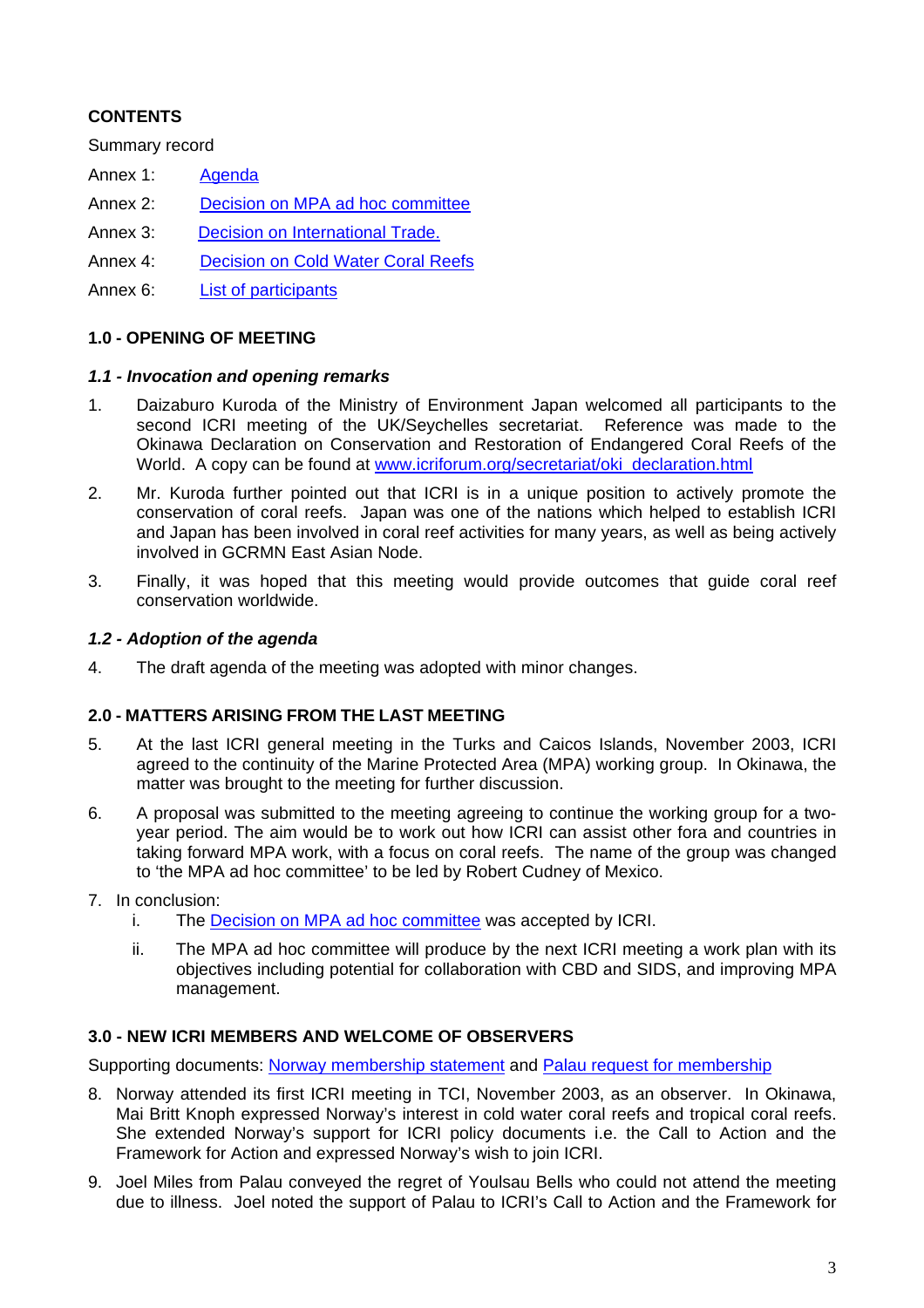**CONTENTS**

Summary record

Annex 1: Agenda

Annex 2: Decision on MPA ad hoc committee

Annex 3: Decision on International Trade.

Annex 4: Decision on Cold Water Coral Reefs

Annex 6: List of participants

## 1.0 - OPENING OF MEETING

### *1.1 - Invocation and opening remarks*

1. Daizaburo Kuroda of the Ministry of Environment Japan welcomed all participants to the second ICRI meeting of the UK/Seychelles secretariat. Reference was made to the Okinawa Declaration on Conservation and Restoration of Endangered Coral Reefs of the World. A copy can be found at www.icriforum.org/secretariat/oki_declaration.html

2. Mr. Kuroda further pointed out that ICRI is in a unique position to actively promote the conservation of coral reefs. Japan was one of the nations which helped to establish ICRI and Japan has been involved in coral reef activities for many years, as well as being actively involved in GCRMN East Asian Node.

3. Finally, it was hoped that this meeting would provide outcomes that guide coral reef conservation worldwide.

### *1.2 - Adoption of the agenda*

4. The draft agenda of the meeting was adopted with minor changes.

## 2.0 - MATTERS ARISING FROM THE LAST MEETING

5. At the last ICRI general meeting in the Turks and Caicos Islands, November 2003, ICRI agreed to the continuity of the Marine Protected Area (MPA) working group. In Okinawa, the matter was brought to the meeting for further discussion.

6. A proposal was submitted to the meeting agreeing to continue the working group for a two-year period. The aim would be to work out how ICRI can assist other fora and countries in taking forward MPA work, with a focus on coral reefs. The name of the group was changed to 'the MPA ad hoc committee' to be led by Robert Cudney of Mexico.

7. In conclusion:
   i. The Decision on MPA ad hoc committee was accepted by ICRI.
   ii. The MPA ad hoc committee will produce by the next ICRI meeting a work plan with its objectives including potential for collaboration with CBD and SIDS, and improving MPA management.

## 3.0 - NEW ICRI MEMBERS AND WELCOME OF OBSERVERS

Supporting documents: Norway membership statement and Palau request for membership

8. Norway attended its first ICRI meeting in TCI, November 2003, as an observer. In Okinawa, Mai Britt Knoph expressed Norway's interest in cold water coral reefs and tropical coral reefs. She extended Norway's support for ICRI policy documents i.e. the Call to Action and the Framework for Action and expressed Norway's wish to join ICRI.

9. Joel Miles from Palau conveyed the regret of Youlsau Bells who could not attend the meeting due to illness. Joel noted the support of Palau to ICRI's Call to Action and the Framework for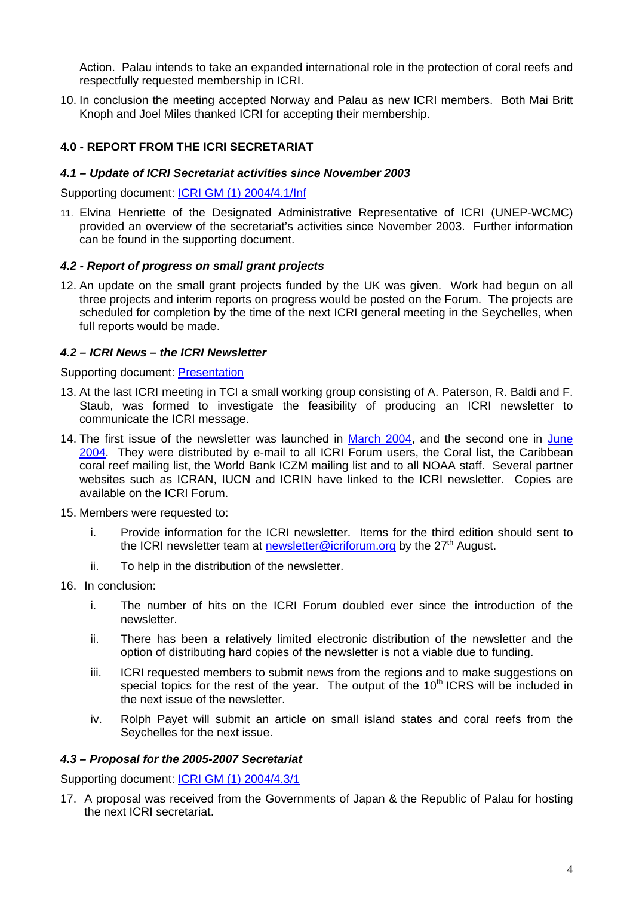Action. Palau intends to take an expanded international role in the protection of coral reefs and respectfully requested membership in ICRI.

10. In conclusion the meeting accepted Norway and Palau as new ICRI members. Both Mai Britt Knoph and Joel Miles thanked ICRI for accepting their membership.

## 4.0 - REPORT FROM THE ICRI SECRETARIAT

### *4.1 – Update of ICRI Secretariat activities since November 2003*

Supporting document: ICRI GM (1) 2004/4.1/Inf

11. Elvina Henriette of the Designated Administrative Representative of ICRI (UNEP-WCMC) provided an overview of the secretariat's activities since November 2003. Further information can be found in the supporting document.

### *4.2 - Report of progress on small grant projects*

12. An update on the small grant projects funded by the UK was given. Work had begun on all three projects and interim reports on progress would be posted on the Forum. The projects are scheduled for completion by the time of the next ICRI general meeting in the Seychelles, when full reports would be made.

### *4.2 – ICRI News – the ICRI Newsletter*

Supporting document: Presentation

13. At the last ICRI meeting in TCI a small working group consisting of A. Paterson, R. Baldi and F. Staub, was formed to investigate the feasibility of producing an ICRI newsletter to communicate the ICRI message.

14. The first issue of the newsletter was launched in March 2004, and the second one in June 2004. They were distributed by e-mail to all ICRI Forum users, the Coral list, the Caribbean coral reef mailing list, the World Bank ICZM mailing list and to all NOAA staff. Several partner websites such as ICRAN, IUCN and ICRIN have linked to the ICRI newsletter. Copies are available on the ICRI Forum.

15. Members were requested to:

    i. Provide information for the ICRI newsletter. Items for the third edition should sent to the ICRI newsletter team at newsletter@icriforum.org by the 27th August.

    ii. To help in the distribution of the newsletter.

16. In conclusion:

    i. The number of hits on the ICRI Forum doubled ever since the introduction of the newsletter.

    ii. There has been a relatively limited electronic distribution of the newsletter and the option of distributing hard copies of the newsletter is not a viable due to funding.

    iii. ICRI requested members to submit news from the regions and to make suggestions on special topics for the rest of the year. The output of the 10th ICRS will be included in the next issue of the newsletter.

    iv. Rolph Payet will submit an article on small island states and coral reefs from the Seychelles for the next issue.

### *4.3 – Proposal for the 2005-2007 Secretariat*

Supporting document: ICRI GM (1) 2004/4.3/1

17. A proposal was received from the Governments of Japan & the Republic of Palau for hosting the next ICRI secretariat.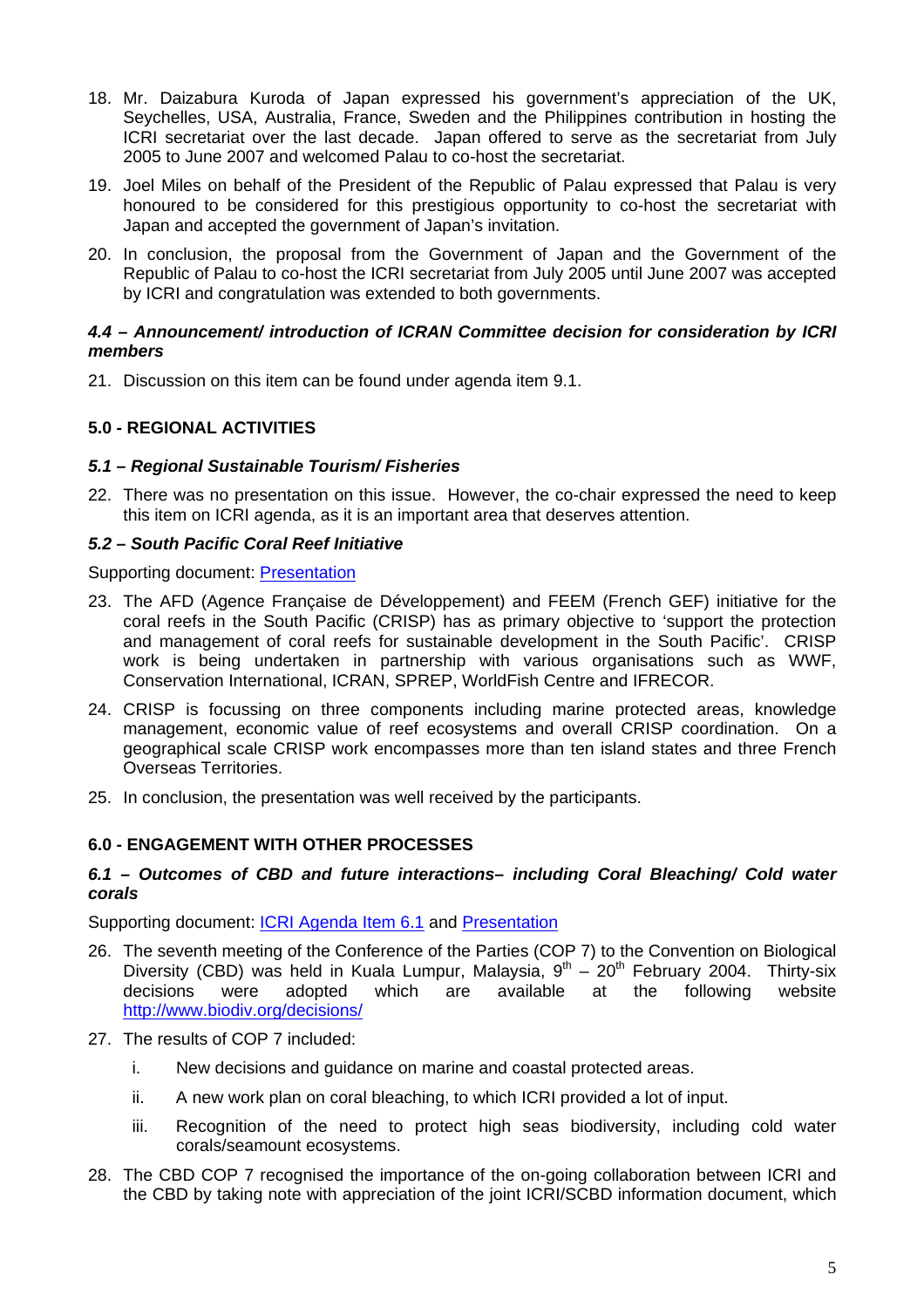18. Mr. Daizabura Kuroda of Japan expressed his government's appreciation of the UK, Seychelles, USA, Australia, France, Sweden and the Philippines contribution in hosting the ICRI secretariat over the last decade. Japan offered to serve as the secretariat from July 2005 to June 2007 and welcomed Palau to co-host the secretariat.

19. Joel Miles on behalf of the President of the Republic of Palau expressed that Palau is very honoured to be considered for this prestigious opportunity to co-host the secretariat with Japan and accepted the government of Japan's invitation.

20. In conclusion, the proposal from the Government of Japan and the Government of the Republic of Palau to co-host the ICRI secretariat from July 2005 until June 2007 was accepted by ICRI and congratulation was extended to both governments.

***4.4 – Announcement/ introduction of ICRAN Committee decision for consideration by ICRI members***

21. Discussion on this item can be found under agenda item 9.1.

**5.0 - REGIONAL ACTIVITIES**

***5.1 – Regional Sustainable Tourism/ Fisheries***

22. There was no presentation on this issue. However, the co-chair expressed the need to keep this item on ICRI agenda, as it is an important area that deserves attention.

***5.2 – South Pacific Coral Reef Initiative***

Supporting document: Presentation

23. The AFD (Agence Française de Développement) and FEEM (French GEF) initiative for the coral reefs in the South Pacific (CRISP) has as primary objective to 'support the protection and management of coral reefs for sustainable development in the South Pacific'. CRISP work is being undertaken in partnership with various organisations such as WWF, Conservation International, ICRAN, SPREP, WorldFish Centre and IFRECOR.

24. CRISP is focussing on three components including marine protected areas, knowledge management, economic value of reef ecosystems and overall CRISP coordination. On a geographical scale CRISP work encompasses more than ten island states and three French Overseas Territories.

25. In conclusion, the presentation was well received by the participants.

**6.0 - ENGAGEMENT WITH OTHER PROCESSES**

***6.1 – Outcomes of CBD and future interactions– including Coral Bleaching/ Cold water corals***

Supporting document: ICRI Agenda Item 6.1 and Presentation

26. The seventh meeting of the Conference of the Parties (COP 7) to the Convention on Biological Diversity (CBD) was held in Kuala Lumpur, Malaysia, 9th – 20th February 2004. Thirty-six decisions were adopted which are available at the following website http://www.biodiv.org/decisions/

27. The results of COP 7 included:

    i. New decisions and guidance on marine and coastal protected areas.

    ii. A new work plan on coral bleaching, to which ICRI provided a lot of input.

    iii. Recognition of the need to protect high seas biodiversity, including cold water corals/seamount ecosystems.

28. The CBD COP 7 recognised the importance of the on-going collaboration between ICRI and the CBD by taking note with appreciation of the joint ICRI/SCBD information document, which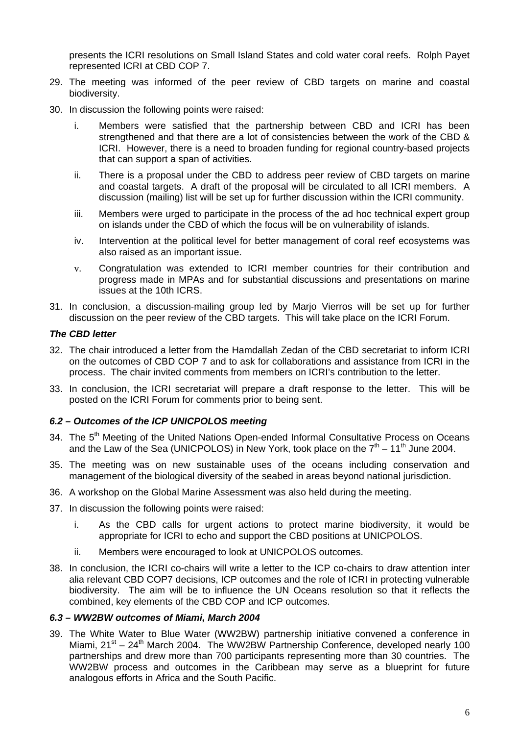presents the ICRI resolutions on Small Island States and cold water coral reefs. Rolph Payet represented ICRI at CBD COP 7.

29. The meeting was informed of the peer review of CBD targets on marine and coastal biodiversity.

30. In discussion the following points were raised:

    i. Members were satisfied that the partnership between CBD and ICRI has been strengthened and that there are a lot of consistencies between the work of the CBD & ICRI. However, there is a need to broaden funding for regional country-based projects that can support a span of activities.

    ii. There is a proposal under the CBD to address peer review of CBD targets on marine and coastal targets. A draft of the proposal will be circulated to all ICRI members. A discussion (mailing) list will be set up for further discussion within the ICRI community.

    iii. Members were urged to participate in the process of the ad hoc technical expert group on islands under the CBD of which the focus will be on vulnerability of islands.

    iv. Intervention at the political level for better management of coral reef ecosystems was also raised as an important issue.

    v. Congratulation was extended to ICRI member countries for their contribution and progress made in MPAs and for substantial discussions and presentations on marine issues at the 10th ICRS.

31. In conclusion, a discussion-mailing group led by Marjo Vierros will be set up for further discussion on the peer review of the CBD targets. This will take place on the ICRI Forum.

#### *The CBD letter*

32. The chair introduced a letter from the Hamdallah Zedan of the CBD secretariat to inform ICRI on the outcomes of CBD COP 7 and to ask for collaborations and assistance from ICRI in the process. The chair invited comments from members on ICRI's contribution to the letter.

33. In conclusion, the ICRI secretariat will prepare a draft response to the letter. This will be posted on the ICRI Forum for comments prior to being sent.

### *6.2 – Outcomes of the ICP UNICPOLOS meeting*

34. The 5th Meeting of the United Nations Open-ended Informal Consultative Process on Oceans and the Law of the Sea (UNICPOLOS) in New York, took place on the 7th – 11th June 2004.

35. The meeting was on new sustainable uses of the oceans including conservation and management of the biological diversity of the seabed in areas beyond national jurisdiction.

36. A workshop on the Global Marine Assessment was also held during the meeting.

37. In discussion the following points were raised:

    i. As the CBD calls for urgent actions to protect marine biodiversity, it would be appropriate for ICRI to echo and support the CBD positions at UNICPOLOS.

    ii. Members were encouraged to look at UNICPOLOS outcomes.

38. In conclusion, the ICRI co-chairs will write a letter to the ICP co-chairs to draw attention inter alia relevant CBD COP7 decisions, ICP outcomes and the role of ICRI in protecting vulnerable biodiversity. The aim will be to influence the UN Oceans resolution so that it reflects the combined, key elements of the CBD COP and ICP outcomes.

### *6.3 – WW2BW outcomes of Miami, March 2004*

39. The White Water to Blue Water (WW2BW) partnership initiative convened a conference in Miami, 21st – 24th March 2004. The WW2BW Partnership Conference, developed nearly 100 partnerships and drew more than 700 participants representing more than 30 countries. The WW2BW process and outcomes in the Caribbean may serve as a blueprint for future analogous efforts in Africa and the South Pacific.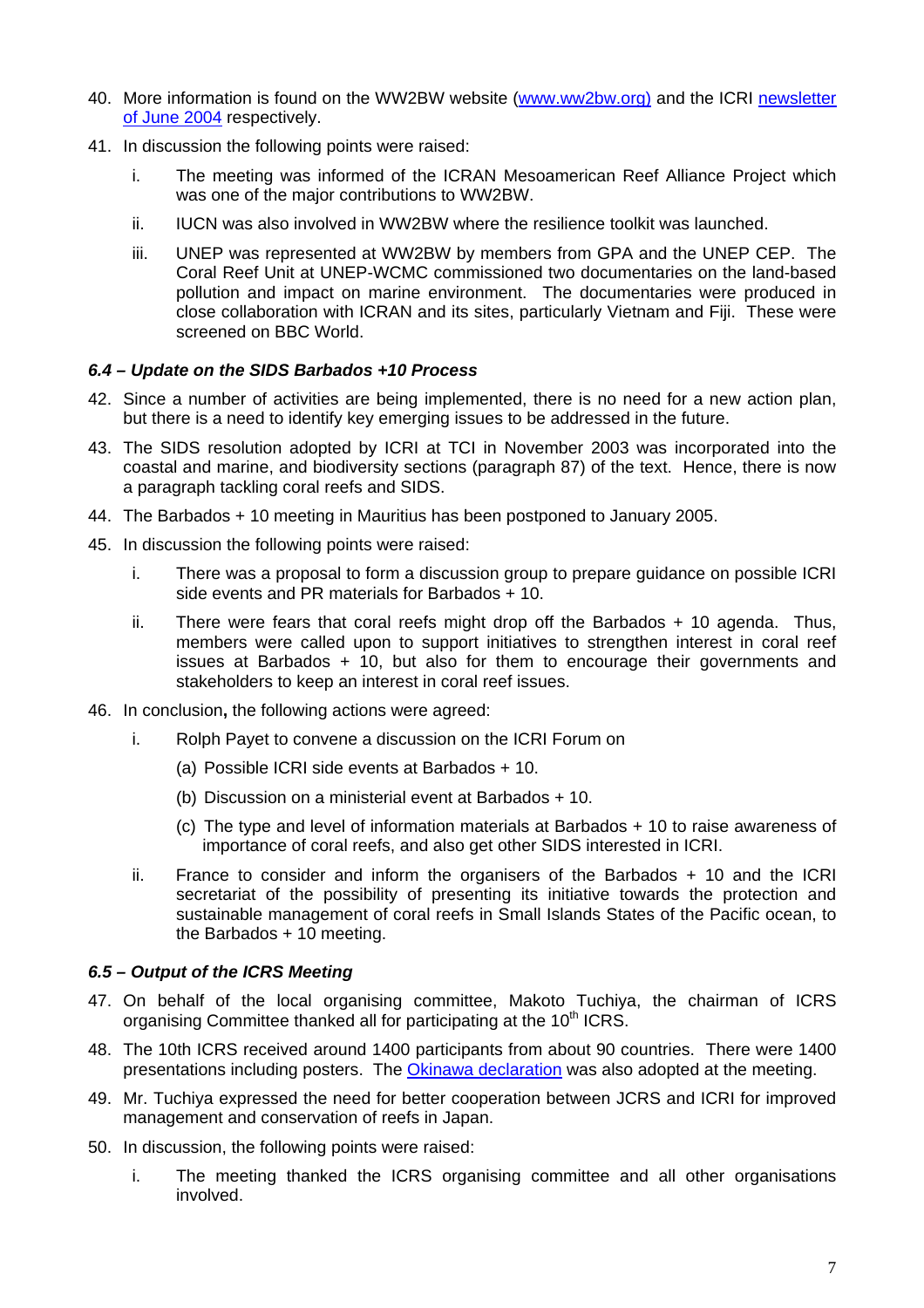40. More information is found on the WW2BW website (www.ww2bw.org) and the ICRI newsletter of June 2004 respectively.

41. In discussion the following points were raised:

    i. The meeting was informed of the ICRAN Mesoamerican Reef Alliance Project which was one of the major contributions to WW2BW.

    ii. IUCN was also involved in WW2BW where the resilience toolkit was launched.

    iii. UNEP was represented at WW2BW by members from GPA and the UNEP CEP. The Coral Reef Unit at UNEP-WCMC commissioned two documentaries on the land-based pollution and impact on marine environment. The documentaries were produced in close collaboration with ICRAN and its sites, particularly Vietnam and Fiji. These were screened on BBC World.

### *6.4 – Update on the SIDS Barbados +10 Process*

42. Since a number of activities are being implemented, there is no need for a new action plan, but there is a need to identify key emerging issues to be addressed in the future.

43. The SIDS resolution adopted by ICRI at TCI in November 2003 was incorporated into the coastal and marine, and biodiversity sections (paragraph 87) of the text. Hence, there is now a paragraph tackling coral reefs and SIDS.

44. The Barbados + 10 meeting in Mauritius has been postponed to January 2005.

45. In discussion the following points were raised:

    i. There was a proposal to form a discussion group to prepare guidance on possible ICRI side events and PR materials for Barbados + 10.

    ii. There were fears that coral reefs might drop off the Barbados + 10 agenda. Thus, members were called upon to support initiatives to strengthen interest in coral reef issues at Barbados + 10, but also for them to encourage their governments and stakeholders to keep an interest in coral reef issues.

46. In conclusion**,** the following actions were agreed:

    i. Rolph Payet to convene a discussion on the ICRI Forum on

       (a) Possible ICRI side events at Barbados + 10.

       (b) Discussion on a ministerial event at Barbados + 10.

       (c) The type and level of information materials at Barbados + 10 to raise awareness of importance of coral reefs, and also get other SIDS interested in ICRI.

    ii. France to consider and inform the organisers of the Barbados + 10 and the ICRI secretariat of the possibility of presenting its initiative towards the protection and sustainable management of coral reefs in Small Islands States of the Pacific ocean, to the Barbados + 10 meeting.

### *6.5 – Output of the ICRS Meeting*

47. On behalf of the local organising committee, Makoto Tuchiya, the chairman of ICRS organising Committee thanked all for participating at the 10th ICRS.

48. The 10th ICRS received around 1400 participants from about 90 countries. There were 1400 presentations including posters. The Okinawa declaration was also adopted at the meeting.

49. Mr. Tuchiya expressed the need for better cooperation between JCRS and ICRI for improved management and conservation of reefs in Japan.

50. In discussion, the following points were raised:

    i. The meeting thanked the ICRS organising committee and all other organisations involved.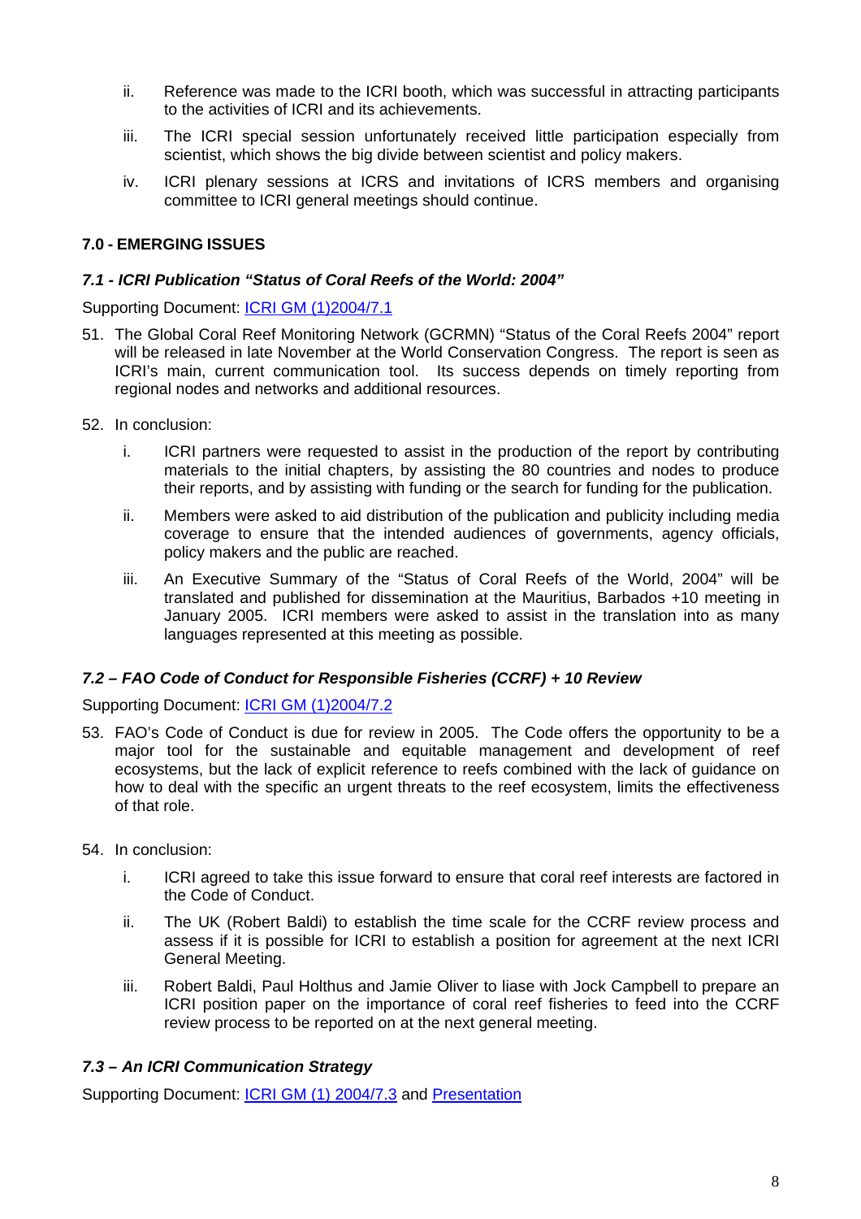ii. Reference was made to the ICRI booth, which was successful in attracting participants to the activities of ICRI and its achievements.

iii. The ICRI special session unfortunately received little participation especially from scientist, which shows the big divide between scientist and policy makers.

iv. ICRI plenary sessions at ICRS and invitations of ICRS members and organising committee to ICRI general meetings should continue.

### 7.0 - EMERGING ISSUES

#### *7.1 - ICRI Publication "Status of Coral Reefs of the World: 2004"*

Supporting Document: ICRI GM (1)2004/7.1

51. The Global Coral Reef Monitoring Network (GCRMN) "Status of the Coral Reefs 2004" report will be released in late November at the World Conservation Congress. The report is seen as ICRI's main, current communication tool. Its success depends on timely reporting from regional nodes and networks and additional resources.

52. In conclusion:

    i. ICRI partners were requested to assist in the production of the report by contributing materials to the initial chapters, by assisting the 80 countries and nodes to produce their reports, and by assisting with funding or the search for funding for the publication.

    ii. Members were asked to aid distribution of the publication and publicity including media coverage to ensure that the intended audiences of governments, agency officials, policy makers and the public are reached.

    iii. An Executive Summary of the "Status of Coral Reefs of the World, 2004" will be translated and published for dissemination at the Mauritius, Barbados +10 meeting in January 2005. ICRI members were asked to assist in the translation into as many languages represented at this meeting as possible.

#### *7.2 – FAO Code of Conduct for Responsible Fisheries (CCRF) + 10 Review*

Supporting Document: ICRI GM (1)2004/7.2

53. FAO's Code of Conduct is due for review in 2005. The Code offers the opportunity to be a major tool for the sustainable and equitable management and development of reef ecosystems, but the lack of explicit reference to reefs combined with the lack of guidance on how to deal with the specific an urgent threats to the reef ecosystem, limits the effectiveness of that role.

54. In conclusion:

    i. ICRI agreed to take this issue forward to ensure that coral reef interests are factored in the Code of Conduct.

    ii. The UK (Robert Baldi) to establish the time scale for the CCRF review process and assess if it is possible for ICRI to establish a position for agreement at the next ICRI General Meeting.

    iii. Robert Baldi, Paul Holthus and Jamie Oliver to liase with Jock Campbell to prepare an ICRI position paper on the importance of coral reef fisheries to feed into the CCRF review process to be reported on at the next general meeting.

#### *7.3 – An ICRI Communication Strategy*

Supporting Document: ICRI GM (1) 2004/7.3 and Presentation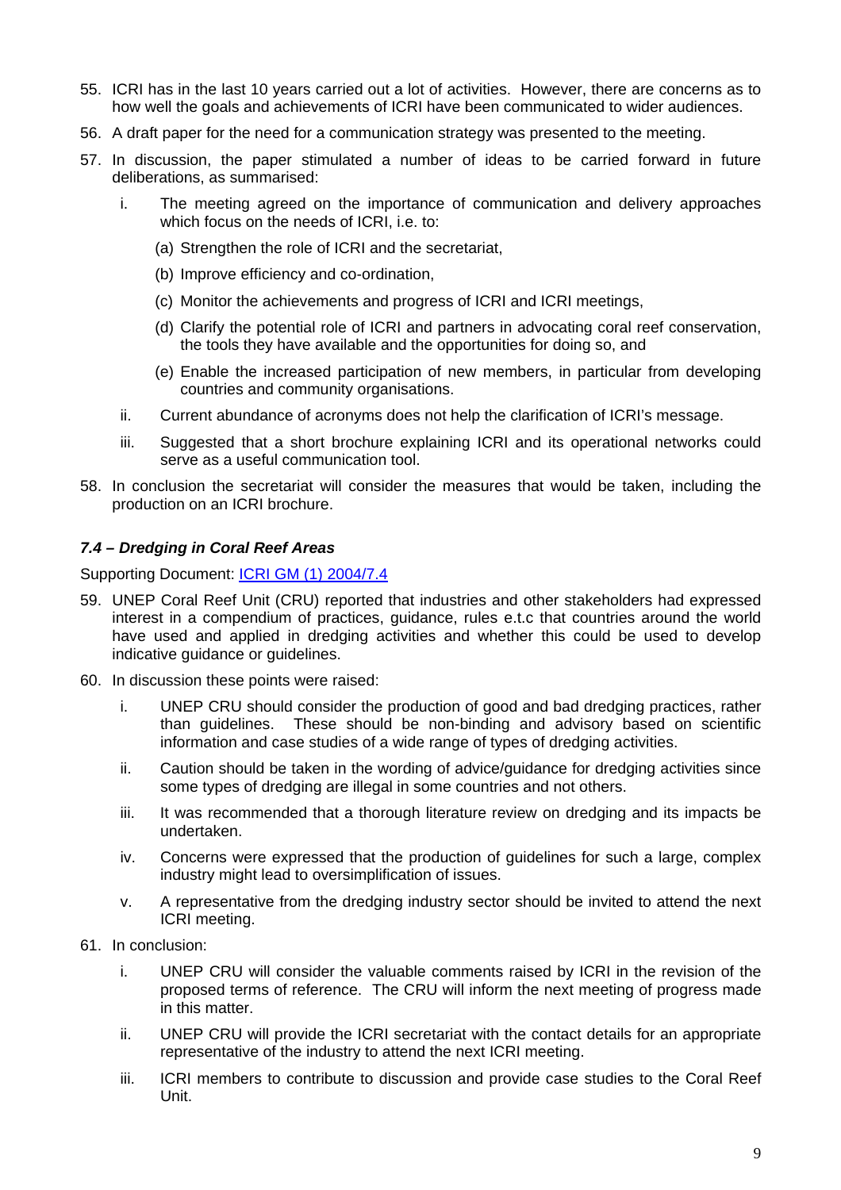55. ICRI has in the last 10 years carried out a lot of activities. However, there are concerns as to how well the goals and achievements of ICRI have been communicated to wider audiences.

56. A draft paper for the need for a communication strategy was presented to the meeting.

57. In discussion, the paper stimulated a number of ideas to be carried forward in future deliberations, as summarised:

    i. The meeting agreed on the importance of communication and delivery approaches which focus on the needs of ICRI, i.e. to:

        (a) Strengthen the role of ICRI and the secretariat,

        (b) Improve efficiency and co-ordination,

        (c) Monitor the achievements and progress of ICRI and ICRI meetings,

        (d) Clarify the potential role of ICRI and partners in advocating coral reef conservation, the tools they have available and the opportunities for doing so, and

        (e) Enable the increased participation of new members, in particular from developing countries and community organisations.

    ii. Current abundance of acronyms does not help the clarification of ICRI's message.

    iii. Suggested that a short brochure explaining ICRI and its operational networks could serve as a useful communication tool.

58. In conclusion the secretariat will consider the measures that would be taken, including the production on an ICRI brochure.

### *7.4 – Dredging in Coral Reef Areas*

Supporting Document: [ICRI GM (1) 2004/7.4]

59. UNEP Coral Reef Unit (CRU) reported that industries and other stakeholders had expressed interest in a compendium of practices, guidance, rules e.t.c that countries around the world have used and applied in dredging activities and whether this could be used to develop indicative guidance or guidelines.

60. In discussion these points were raised:

    i. UNEP CRU should consider the production of good and bad dredging practices, rather than guidelines. These should be non-binding and advisory based on scientific information and case studies of a wide range of types of dredging activities.

    ii. Caution should be taken in the wording of advice/guidance for dredging activities since some types of dredging are illegal in some countries and not others.

    iii. It was recommended that a thorough literature review on dredging and its impacts be undertaken.

    iv. Concerns were expressed that the production of guidelines for such a large, complex industry might lead to oversimplification of issues.

    v. A representative from the dredging industry sector should be invited to attend the next ICRI meeting.

61. In conclusion:

    i. UNEP CRU will consider the valuable comments raised by ICRI in the revision of the proposed terms of reference. The CRU will inform the next meeting of progress made in this matter.

    ii. UNEP CRU will provide the ICRI secretariat with the contact details for an appropriate representative of the industry to attend the next ICRI meeting.

    iii. ICRI members to contribute to discussion and provide case studies to the Coral Reef Unit.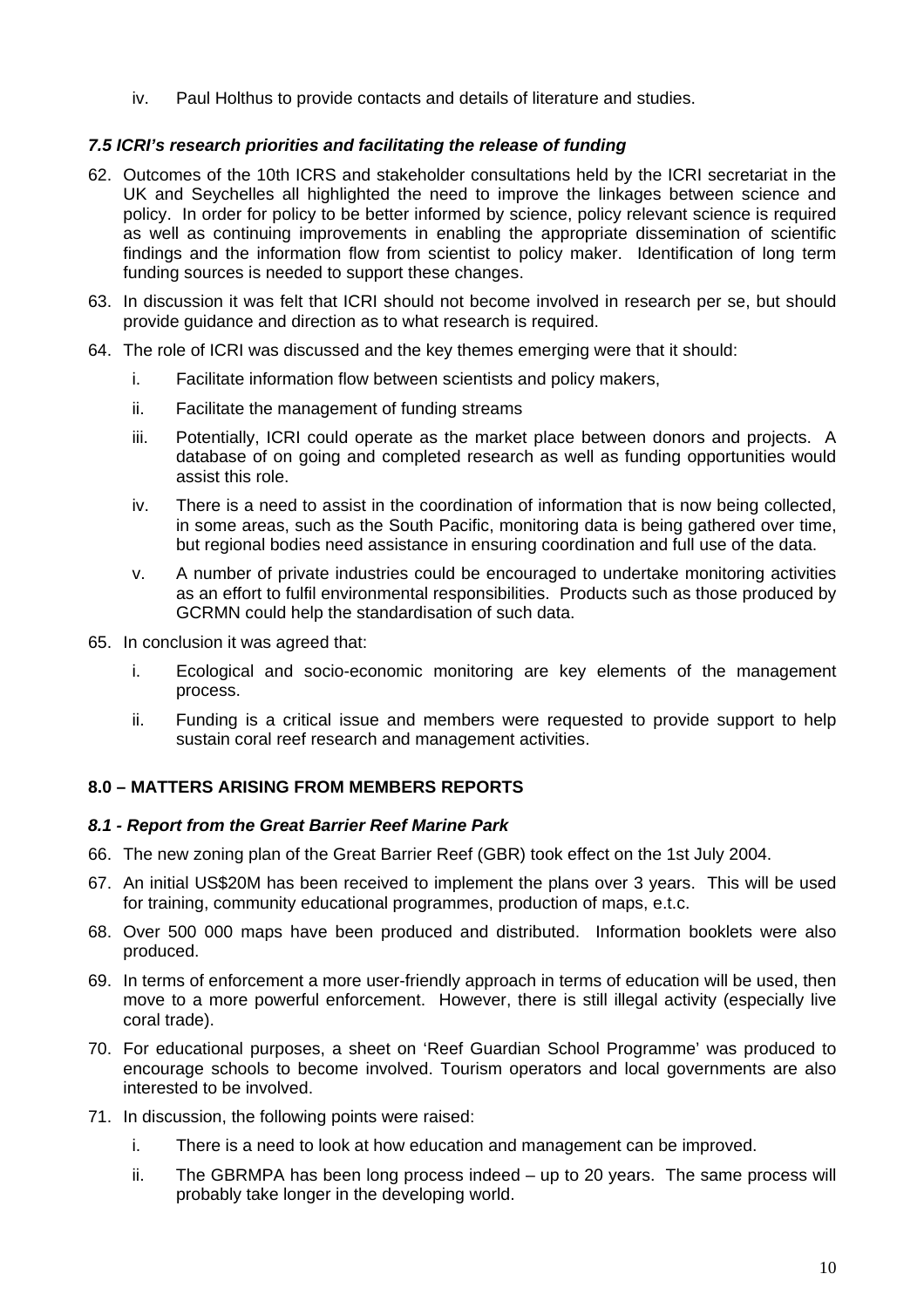iv. Paul Holthus to provide contacts and details of literature and studies.

### *7.5 ICRI's research priorities and facilitating the release of funding*

62. Outcomes of the 10th ICRS and stakeholder consultations held by the ICRI secretariat in the UK and Seychelles all highlighted the need to improve the linkages between science and policy. In order for policy to be better informed by science, policy relevant science is required as well as continuing improvements in enabling the appropriate dissemination of scientific findings and the information flow from scientist to policy maker. Identification of long term funding sources is needed to support these changes.

63. In discussion it was felt that ICRI should not become involved in research per se, but should provide guidance and direction as to what research is required.

64. The role of ICRI was discussed and the key themes emerging were that it should:

    i. Facilitate information flow between scientists and policy makers,

    ii. Facilitate the management of funding streams

    iii. Potentially, ICRI could operate as the market place between donors and projects. A database of on going and completed research as well as funding opportunities would assist this role.

    iv. There is a need to assist in the coordination of information that is now being collected, in some areas, such as the South Pacific, monitoring data is being gathered over time, but regional bodies need assistance in ensuring coordination and full use of the data.

    v. A number of private industries could be encouraged to undertake monitoring activities as an effort to fulfil environmental responsibilities. Products such as those produced by GCRMN could help the standardisation of such data.

65. In conclusion it was agreed that:

    i. Ecological and socio-economic monitoring are key elements of the management process.

    ii. Funding is a critical issue and members were requested to provide support to help sustain coral reef research and management activities.

## 8.0 – MATTERS ARISING FROM MEMBERS REPORTS

### *8.1 - Report from the Great Barrier Reef Marine Park*

66. The new zoning plan of the Great Barrier Reef (GBR) took effect on the 1st July 2004.

67. An initial US$20M has been received to implement the plans over 3 years. This will be used for training, community educational programmes, production of maps, e.t.c.

68. Over 500 000 maps have been produced and distributed. Information booklets were also produced.

69. In terms of enforcement a more user-friendly approach in terms of education will be used, then move to a more powerful enforcement. However, there is still illegal activity (especially live coral trade).

70. For educational purposes, a sheet on 'Reef Guardian School Programme' was produced to encourage schools to become involved. Tourism operators and local governments are also interested to be involved.

71. In discussion, the following points were raised:

    i. There is a need to look at how education and management can be improved.

    ii. The GBRMPA has been long process indeed – up to 20 years. The same process will probably take longer in the developing world.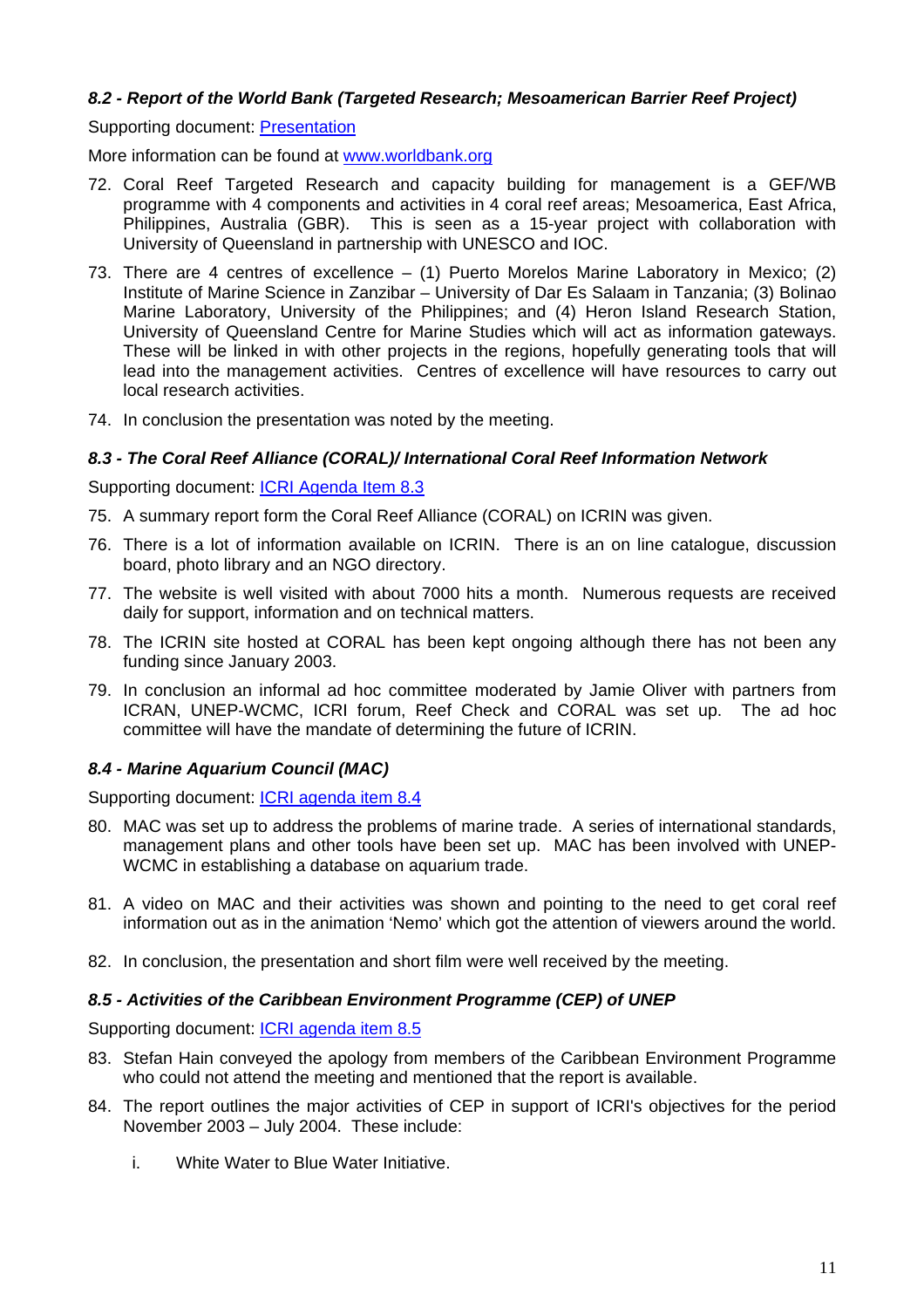#### *8.2 - Report of the World Bank (Targeted Research; Mesoamerican Barrier Reef Project)*

Supporting document: [Presentation]()

More information can be found at [www.worldbank.org]()

72. Coral Reef Targeted Research and capacity building for management is a GEF/WB programme with 4 components and activities in 4 coral reef areas; Mesoamerica, East Africa, Philippines, Australia (GBR). This is seen as a 15-year project with collaboration with University of Queensland in partnership with UNESCO and IOC.

73. There are 4 centres of excellence – (1) Puerto Morelos Marine Laboratory in Mexico; (2) Institute of Marine Science in Zanzibar – University of Dar Es Salaam in Tanzania; (3) Bolinao Marine Laboratory, University of the Philippines; and (4) Heron Island Research Station, University of Queensland Centre for Marine Studies which will act as information gateways. These will be linked in with other projects in the regions, hopefully generating tools that will lead into the management activities. Centres of excellence will have resources to carry out local research activities.

74. In conclusion the presentation was noted by the meeting.

#### *8.3 - The Coral Reef Alliance (CORAL)/ International Coral Reef Information Network*

Supporting document: [ICRI Agenda Item 8.3]()

75. A summary report form the Coral Reef Alliance (CORAL) on ICRIN was given.

76. There is a lot of information available on ICRIN. There is an on line catalogue, discussion board, photo library and an NGO directory.

77. The website is well visited with about 7000 hits a month. Numerous requests are received daily for support, information and on technical matters.

78. The ICRIN site hosted at CORAL has been kept ongoing although there has not been any funding since January 2003.

79. In conclusion an informal ad hoc committee moderated by Jamie Oliver with partners from ICRAN, UNEP-WCMC, ICRI forum, Reef Check and CORAL was set up. The ad hoc committee will have the mandate of determining the future of ICRIN.

#### *8.4 - Marine Aquarium Council (MAC)*

Supporting document: [ICRI agenda item 8.4]()

80. MAC was set up to address the problems of marine trade. A series of international standards, management plans and other tools have been set up. MAC has been involved with UNEP-WCMC in establishing a database on aquarium trade.

81. A video on MAC and their activities was shown and pointing to the need to get coral reef information out as in the animation 'Nemo' which got the attention of viewers around the world.

82. In conclusion, the presentation and short film were well received by the meeting.

#### *8.5 - Activities of the Caribbean Environment Programme (CEP) of UNEP*

Supporting document: [ICRI agenda item 8.5]()

83. Stefan Hain conveyed the apology from members of the Caribbean Environment Programme who could not attend the meeting and mentioned that the report is available.

84. The report outlines the major activities of CEP in support of ICRI's objectives for the period November 2003 – July 2004. These include:

    i. White Water to Blue Water Initiative.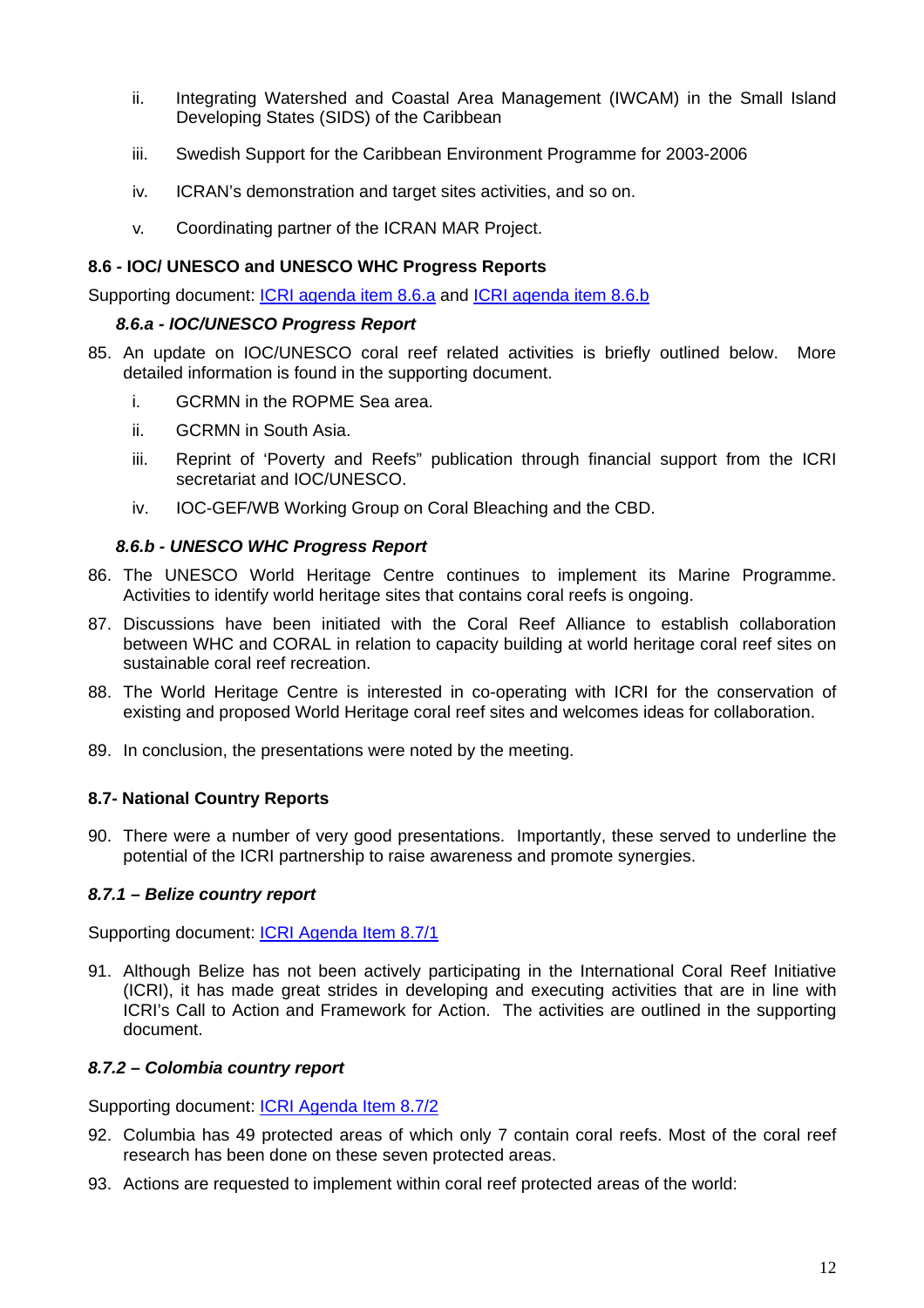ii. Integrating Watershed and Coastal Area Management (IWCAM) in the Small Island Developing States (SIDS) of the Caribbean

iii. Swedish Support for the Caribbean Environment Programme for 2003-2006

iv. ICRAN's demonstration and target sites activities, and so on.

v. Coordinating partner of the ICRAN MAR Project.

### 8.6 - IOC/ UNESCO and UNESCO WHC Progress Reports

Supporting document: ICRI agenda item 8.6.a and ICRI agenda item 8.6.b

#### *8.6.a - IOC/UNESCO Progress Report*

85. An update on IOC/UNESCO coral reef related activities is briefly outlined below. More detailed information is found in the supporting document.

    i. GCRMN in the ROPME Sea area.

    ii. GCRMN in South Asia.

    iii. Reprint of 'Poverty and Reefs" publication through financial support from the ICRI secretariat and IOC/UNESCO.

    iv. IOC-GEF/WB Working Group on Coral Bleaching and the CBD.

#### *8.6.b - UNESCO WHC Progress Report*

86. The UNESCO World Heritage Centre continues to implement its Marine Programme. Activities to identify world heritage sites that contains coral reefs is ongoing.

87. Discussions have been initiated with the Coral Reef Alliance to establish collaboration between WHC and CORAL in relation to capacity building at world heritage coral reef sites on sustainable coral reef recreation.

88. The World Heritage Centre is interested in co-operating with ICRI for the conservation of existing and proposed World Heritage coral reef sites and welcomes ideas for collaboration.

89. In conclusion, the presentations were noted by the meeting.

### 8.7- National Country Reports

90. There were a number of very good presentations. Importantly, these served to underline the potential of the ICRI partnership to raise awareness and promote synergies.

#### *8.7.1 – Belize country report*

Supporting document: ICRI Agenda Item 8.7/1

91. Although Belize has not been actively participating in the International Coral Reef Initiative (ICRI), it has made great strides in developing and executing activities that are in line with ICRI's Call to Action and Framework for Action. The activities are outlined in the supporting document.

#### *8.7.2 – Colombia country report*

Supporting document: ICRI Agenda Item 8.7/2

92. Columbia has 49 protected areas of which only 7 contain coral reefs. Most of the coral reef research has been done on these seven protected areas.

93. Actions are requested to implement within coral reef protected areas of the world: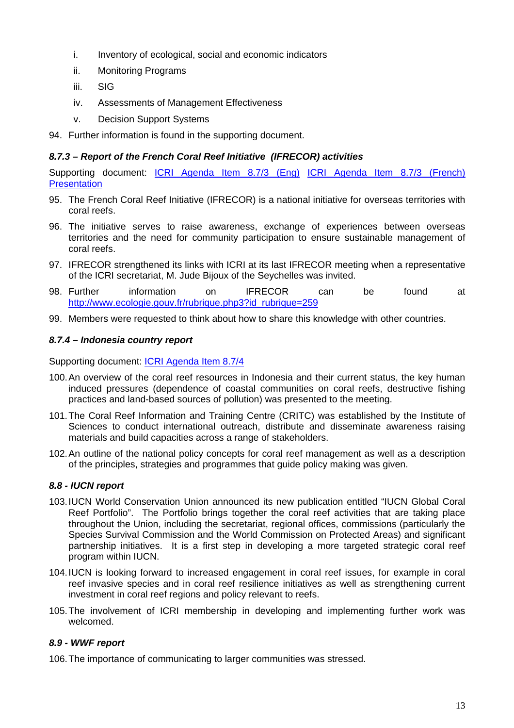i. Inventory of ecological, social and economic indicators
ii. Monitoring Programs
iii. SIG
iv. Assessments of Management Effectiveness
v. Decision Support Systems

94. Further information is found in the supporting document.

#### *8.7.3 – Report of the French Coral Reef Initiative (IFRECOR) activities*

Supporting document: [ICRI Agenda Item 8.7/3 (Eng)](#) [ICRI Agenda Item 8.7/3 (French)](#) [Presentation](#)

95. The French Coral Reef Initiative (IFRECOR) is a national initiative for overseas territories with coral reefs.

96. The initiative serves to raise awareness, exchange of experiences between overseas territories and the need for community participation to ensure sustainable management of coral reefs.

97. IFRECOR strengthened its links with ICRI at its last IFRECOR meeting when a representative of the ICRI secretariat, M. Jude Bijoux of the Seychelles was invited.

98. Further information on IFRECOR can be found at http://www.ecologie.gouv.fr/rubrique.php3?id_rubrique=259

99. Members were requested to think about how to share this knowledge with other countries.

#### *8.7.4 – Indonesia country report*

Supporting document: [ICRI Agenda Item 8.7/4](#)

100. An overview of the coral reef resources in Indonesia and their current status, the key human induced pressures (dependence of coastal communities on coral reefs, destructive fishing practices and land-based sources of pollution) was presented to the meeting.

101. The Coral Reef Information and Training Centre (CRITC) was established by the Institute of Sciences to conduct international outreach, distribute and disseminate awareness raising materials and build capacities across a range of stakeholders.

102. An outline of the national policy concepts for coral reef management as well as a description of the principles, strategies and programmes that guide policy making was given.

#### *8.8 - IUCN report*

103. IUCN World Conservation Union announced its new publication entitled "IUCN Global Coral Reef Portfolio". The Portfolio brings together the coral reef activities that are taking place throughout the Union, including the secretariat, regional offices, commissions (particularly the Species Survival Commission and the World Commission on Protected Areas) and significant partnership initiatives. It is a first step in developing a more targeted strategic coral reef program within IUCN.

104. IUCN is looking forward to increased engagement in coral reef issues, for example in coral reef invasive species and in coral reef resilience initiatives as well as strengthening current investment in coral reef regions and policy relevant to reefs.

105. The involvement of ICRI membership in developing and implementing further work was welcomed.

#### *8.9 - WWF report*

106. The importance of communicating to larger communities was stressed.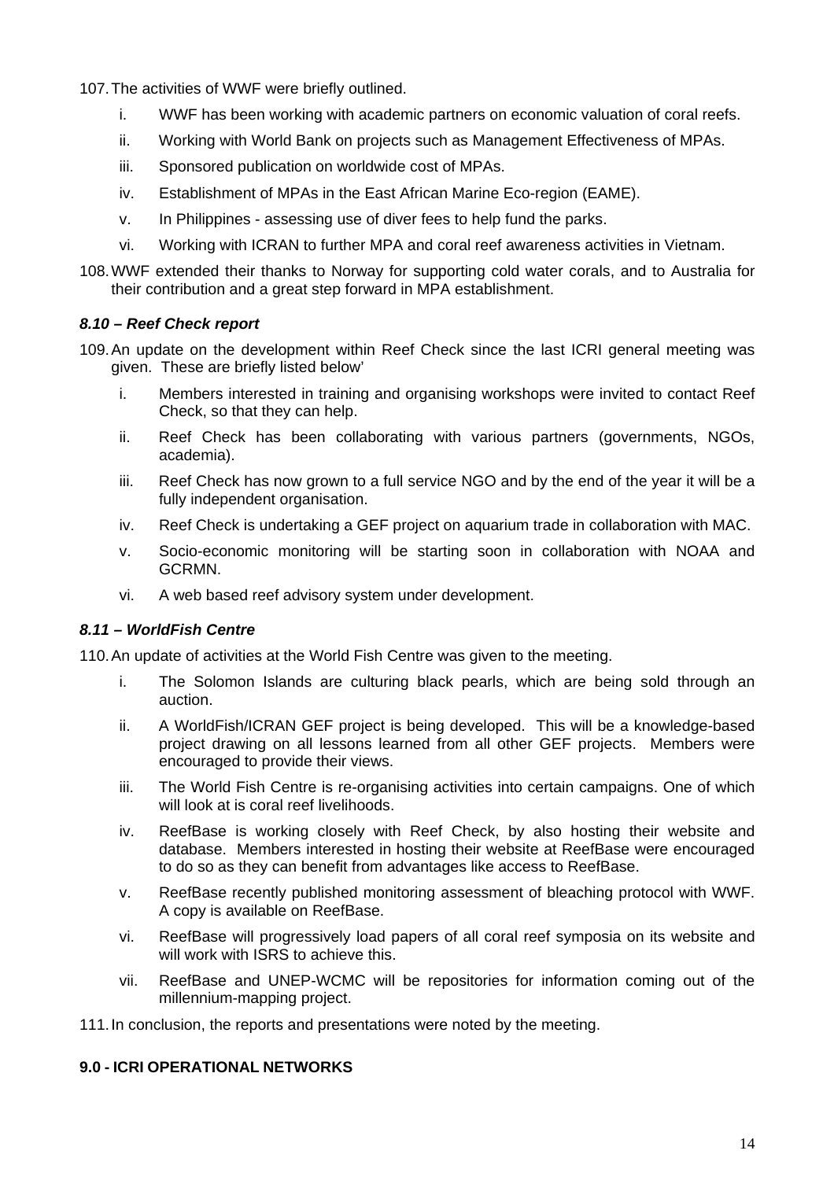107. The activities of WWF were briefly outlined.

    i. WWF has been working with academic partners on economic valuation of coral reefs.

    ii. Working with World Bank on projects such as Management Effectiveness of MPAs.

    iii. Sponsored publication on worldwide cost of MPAs.

    iv. Establishment of MPAs in the East African Marine Eco-region (EAME).

    v. In Philippines - assessing use of diver fees to help fund the parks.

    vi. Working with ICRAN to further MPA and coral reef awareness activities in Vietnam.

108. WWF extended their thanks to Norway for supporting cold water corals, and to Australia for their contribution and a great step forward in MPA establishment.

### *8.10 – Reef Check report*

109. An update on the development within Reef Check since the last ICRI general meeting was given. These are briefly listed below'

    i. Members interested in training and organising workshops were invited to contact Reef Check, so that they can help.

    ii. Reef Check has been collaborating with various partners (governments, NGOs, academia).

    iii. Reef Check has now grown to a full service NGO and by the end of the year it will be a fully independent organisation.

    iv. Reef Check is undertaking a GEF project on aquarium trade in collaboration with MAC.

    v. Socio-economic monitoring will be starting soon in collaboration with NOAA and GCRMN.

    vi. A web based reef advisory system under development.

### *8.11 – WorldFish Centre*

110. An update of activities at the World Fish Centre was given to the meeting.

    i. The Solomon Islands are culturing black pearls, which are being sold through an auction.

    ii. A WorldFish/ICRAN GEF project is being developed. This will be a knowledge-based project drawing on all lessons learned from all other GEF projects. Members were encouraged to provide their views.

    iii. The World Fish Centre is re-organising activities into certain campaigns. One of which will look at is coral reef livelihoods.

    iv. ReefBase is working closely with Reef Check, by also hosting their website and database. Members interested in hosting their website at ReefBase were encouraged to do so as they can benefit from advantages like access to ReefBase.

    v. ReefBase recently published monitoring assessment of bleaching protocol with WWF. A copy is available on ReefBase.

    vi. ReefBase will progressively load papers of all coral reef symposia on its website and will work with ISRS to achieve this.

    vii. ReefBase and UNEP-WCMC will be repositories for information coming out of the millennium-mapping project.

111. In conclusion, the reports and presentations were noted by the meeting.

## 9.0 - ICRI OPERATIONAL NETWORKS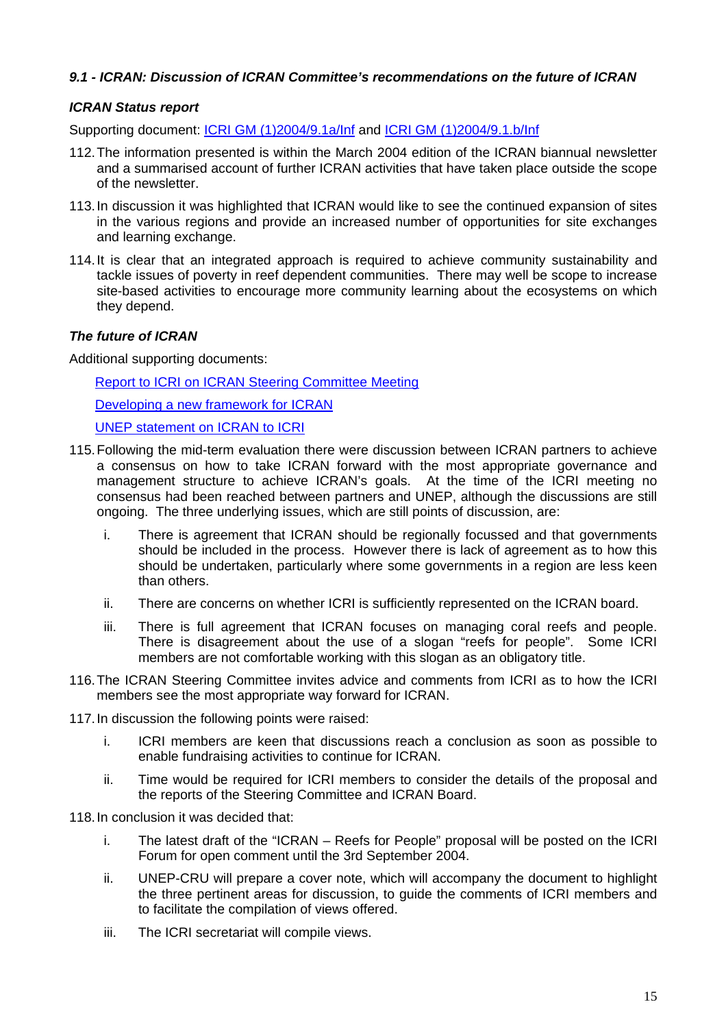### *9.1 - ICRAN: Discussion of ICRAN Committee's recommendations on the future of ICRAN*

#### *ICRAN Status report*

Supporting document: ICRI GM (1)2004/9.1a/Inf and ICRI GM (1)2004/9.1.b/Inf

112. The information presented is within the March 2004 edition of the ICRAN biannual newsletter and a summarised account of further ICRAN activities that have taken place outside the scope of the newsletter.

113. In discussion it was highlighted that ICRAN would like to see the continued expansion of sites in the various regions and provide an increased number of opportunities for site exchanges and learning exchange.

114. It is clear that an integrated approach is required to achieve community sustainability and tackle issues of poverty in reef dependent communities. There may well be scope to increase site-based activities to encourage more community learning about the ecosystems on which they depend.

#### *The future of ICRAN*

Additional supporting documents:

Report to ICRI on ICRAN Steering Committee Meeting

Developing a new framework for ICRAN

UNEP statement on ICRAN to ICRI

115. Following the mid-term evaluation there were discussion between ICRAN partners to achieve a consensus on how to take ICRAN forward with the most appropriate governance and management structure to achieve ICRAN's goals. At the time of the ICRI meeting no consensus had been reached between partners and UNEP, although the discussions are still ongoing. The three underlying issues, which are still points of discussion, are:

    i. There is agreement that ICRAN should be regionally focussed and that governments should be included in the process. However there is lack of agreement as to how this should be undertaken, particularly where some governments in a region are less keen than others.

    ii. There are concerns on whether ICRI is sufficiently represented on the ICRAN board.

    iii. There is full agreement that ICRAN focuses on managing coral reefs and people. There is disagreement about the use of a slogan "reefs for people". Some ICRI members are not comfortable working with this slogan as an obligatory title.

116. The ICRAN Steering Committee invites advice and comments from ICRI as to how the ICRI members see the most appropriate way forward for ICRAN.

117. In discussion the following points were raised:

    i. ICRI members are keen that discussions reach a conclusion as soon as possible to enable fundraising activities to continue for ICRAN.

    ii. Time would be required for ICRI members to consider the details of the proposal and the reports of the Steering Committee and ICRAN Board.

118. In conclusion it was decided that:

    i. The latest draft of the "ICRAN – Reefs for People" proposal will be posted on the ICRI Forum for open comment until the 3rd September 2004.

    ii. UNEP-CRU will prepare a cover note, which will accompany the document to highlight the three pertinent areas for discussion, to guide the comments of ICRI members and to facilitate the compilation of views offered.

    iii. The ICRI secretariat will compile views.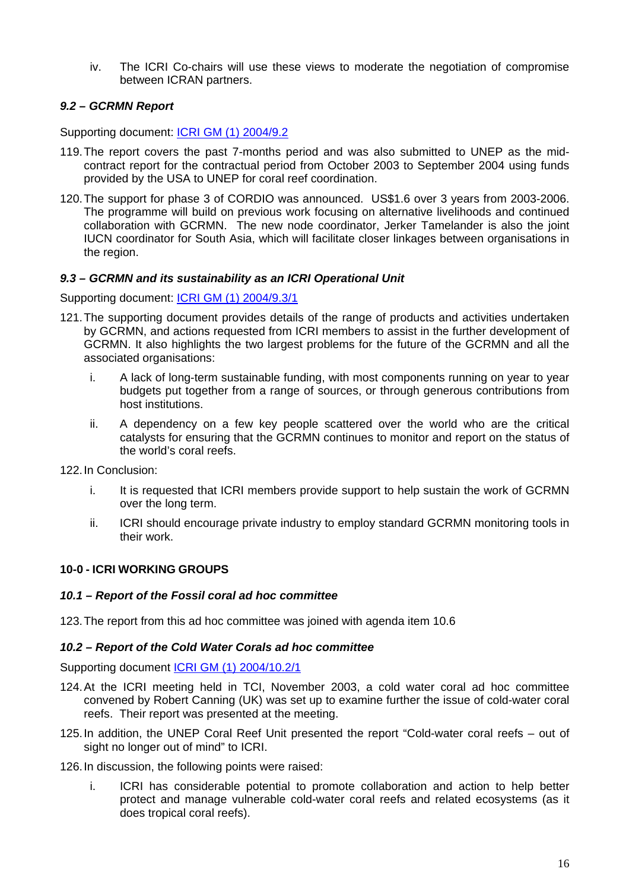iv. The ICRI Co-chairs will use these views to moderate the negotiation of compromise between ICRAN partners.

### *9.2 – GCRMN Report*

Supporting document: ICRI GM (1) 2004/9.2

119. The report covers the past 7-months period and was also submitted to UNEP as the mid-contract report for the contractual period from October 2003 to September 2004 using funds provided by the USA to UNEP for coral reef coordination.

120. The support for phase 3 of CORDIO was announced. US$1.6 over 3 years from 2003-2006. The programme will build on previous work focusing on alternative livelihoods and continued collaboration with GCRMN. The new node coordinator, Jerker Tamelander is also the joint IUCN coordinator for South Asia, which will facilitate closer linkages between organisations in the region.

### *9.3 – GCRMN and its sustainability as an ICRI Operational Unit*

Supporting document: ICRI GM (1) 2004/9.3/1

121. The supporting document provides details of the range of products and activities undertaken by GCRMN, and actions requested from ICRI members to assist in the further development of GCRMN. It also highlights the two largest problems for the future of the GCRMN and all the associated organisations:

    i. A lack of long-term sustainable funding, with most components running on year to year budgets put together from a range of sources, or through generous contributions from host institutions.

    ii. A dependency on a few key people scattered over the world who are the critical catalysts for ensuring that the GCRMN continues to monitor and report on the status of the world's coral reefs.

122. In Conclusion:

    i. It is requested that ICRI members provide support to help sustain the work of GCRMN over the long term.

    ii. ICRI should encourage private industry to employ standard GCRMN monitoring tools in their work.

## 10-0 - ICRI WORKING GROUPS

### *10.1 – Report of the Fossil coral ad hoc committee*

123. The report from this ad hoc committee was joined with agenda item 10.6

### *10.2 – Report of the Cold Water Corals ad hoc committee*

Supporting document ICRI GM (1) 2004/10.2/1

124. At the ICRI meeting held in TCI, November 2003, a cold water coral ad hoc committee convened by Robert Canning (UK) was set up to examine further the issue of cold-water coral reefs. Their report was presented at the meeting.

125. In addition, the UNEP Coral Reef Unit presented the report "Cold-water coral reefs – out of sight no longer out of mind" to ICRI.

126. In discussion, the following points were raised:

    i. ICRI has considerable potential to promote collaboration and action to help better protect and manage vulnerable cold-water coral reefs and related ecosystems (as it does tropical coral reefs).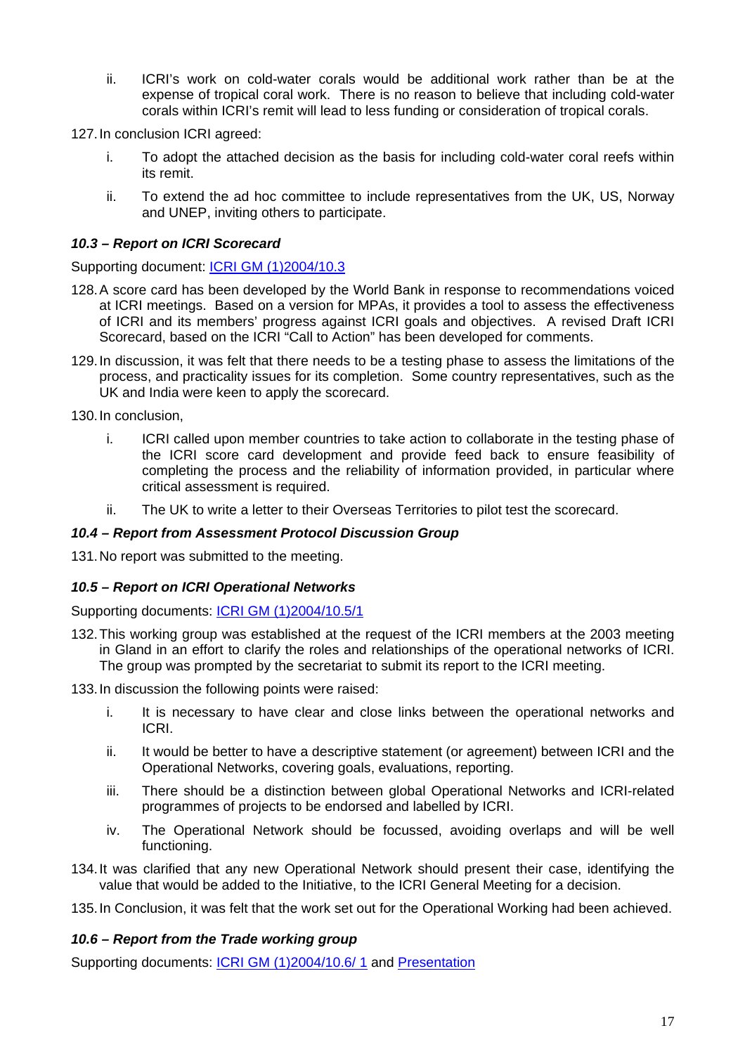ii. ICRI's work on cold-water corals would be additional work rather than be at the expense of tropical coral work. There is no reason to believe that including cold-water corals within ICRI's remit will lead to less funding or consideration of tropical corals.

127. In conclusion ICRI agreed:

i. To adopt the attached decision as the basis for including cold-water coral reefs within its remit.

ii. To extend the ad hoc committee to include representatives from the UK, US, Norway and UNEP, inviting others to participate.

### *10.3 – Report on ICRI Scorecard*

Supporting document: ICRI GM (1)2004/10.3

128. A score card has been developed by the World Bank in response to recommendations voiced at ICRI meetings. Based on a version for MPAs, it provides a tool to assess the effectiveness of ICRI and its members' progress against ICRI goals and objectives. A revised Draft ICRI Scorecard, based on the ICRI "Call to Action" has been developed for comments.

129. In discussion, it was felt that there needs to be a testing phase to assess the limitations of the process, and practicality issues for its completion. Some country representatives, such as the UK and India were keen to apply the scorecard.

130. In conclusion,

i. ICRI called upon member countries to take action to collaborate in the testing phase of the ICRI score card development and provide feed back to ensure feasibility of completing the process and the reliability of information provided, in particular where critical assessment is required.

ii. The UK to write a letter to their Overseas Territories to pilot test the scorecard.

### *10.4 – Report from Assessment Protocol Discussion Group*

131. No report was submitted to the meeting.

### *10.5 – Report on ICRI Operational Networks*

Supporting documents: ICRI GM (1)2004/10.5/1

132. This working group was established at the request of the ICRI members at the 2003 meeting in Gland in an effort to clarify the roles and relationships of the operational networks of ICRI. The group was prompted by the secretariat to submit its report to the ICRI meeting.

133. In discussion the following points were raised:

i. It is necessary to have clear and close links between the operational networks and ICRI.

ii. It would be better to have a descriptive statement (or agreement) between ICRI and the Operational Networks, covering goals, evaluations, reporting.

iii. There should be a distinction between global Operational Networks and ICRI-related programmes of projects to be endorsed and labelled by ICRI.

iv. The Operational Network should be focussed, avoiding overlaps and will be well functioning.

134. It was clarified that any new Operational Network should present their case, identifying the value that would be added to the Initiative, to the ICRI General Meeting for a decision.

135. In Conclusion, it was felt that the work set out for the Operational Working had been achieved.

### *10.6 – Report from the Trade working group*

Supporting documents: ICRI GM (1)2004/10.6/ 1 and Presentation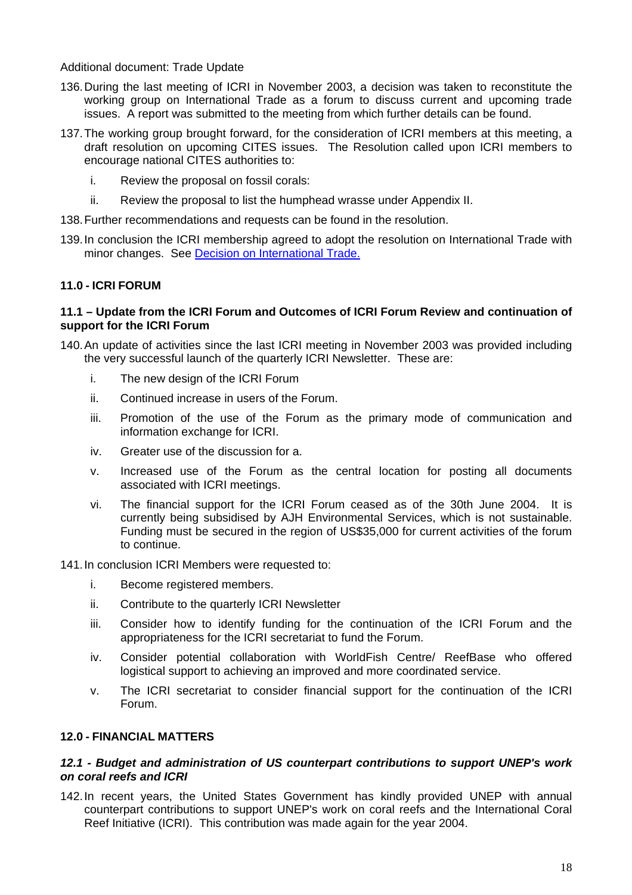Additional document: Trade Update

136. During the last meeting of ICRI in November 2003, a decision was taken to reconstitute the working group on International Trade as a forum to discuss current and upcoming trade issues. A report was submitted to the meeting from which further details can be found.

137. The working group brought forward, for the consideration of ICRI members at this meeting, a draft resolution on upcoming CITES issues. The Resolution called upon ICRI members to encourage national CITES authorities to:

    i. Review the proposal on fossil corals:

    ii. Review the proposal to list the humphead wrasse under Appendix II.

138. Further recommendations and requests can be found in the resolution.

139. In conclusion the ICRI membership agreed to adopt the resolution on International Trade with minor changes. See [Decision on International Trade.]

### 11.0 - ICRI FORUM

#### 11.1 – Update from the ICRI Forum and Outcomes of ICRI Forum Review and continuation of support for the ICRI Forum

140. An update of activities since the last ICRI meeting in November 2003 was provided including the very successful launch of the quarterly ICRI Newsletter. These are:

    i. The new design of the ICRI Forum

    ii. Continued increase in users of the Forum.

    iii. Promotion of the use of the Forum as the primary mode of communication and information exchange for ICRI.

    iv. Greater use of the discussion for a.

    v. Increased use of the Forum as the central location for posting all documents associated with ICRI meetings.

    vi. The financial support for the ICRI Forum ceased as of the 30th June 2004. It is currently being subsidised by AJH Environmental Services, which is not sustainable. Funding must be secured in the region of US$35,000 for current activities of the forum to continue.

141. In conclusion ICRI Members were requested to:

    i. Become registered members.

    ii. Contribute to the quarterly ICRI Newsletter

    iii. Consider how to identify funding for the continuation of the ICRI Forum and the appropriateness for the ICRI secretariat to fund the Forum.

    iv. Consider potential collaboration with WorldFish Centre/ ReefBase who offered logistical support to achieving an improved and more coordinated service.

    v. The ICRI secretariat to consider financial support for the continuation of the ICRI Forum.

### 12.0 - FINANCIAL MATTERS

#### *12.1 - Budget and administration of US counterpart contributions to support UNEP's work on coral reefs and ICRI*

142. In recent years, the United States Government has kindly provided UNEP with annual counterpart contributions to support UNEP's work on coral reefs and the International Coral Reef Initiative (ICRI). This contribution was made again for the year 2004.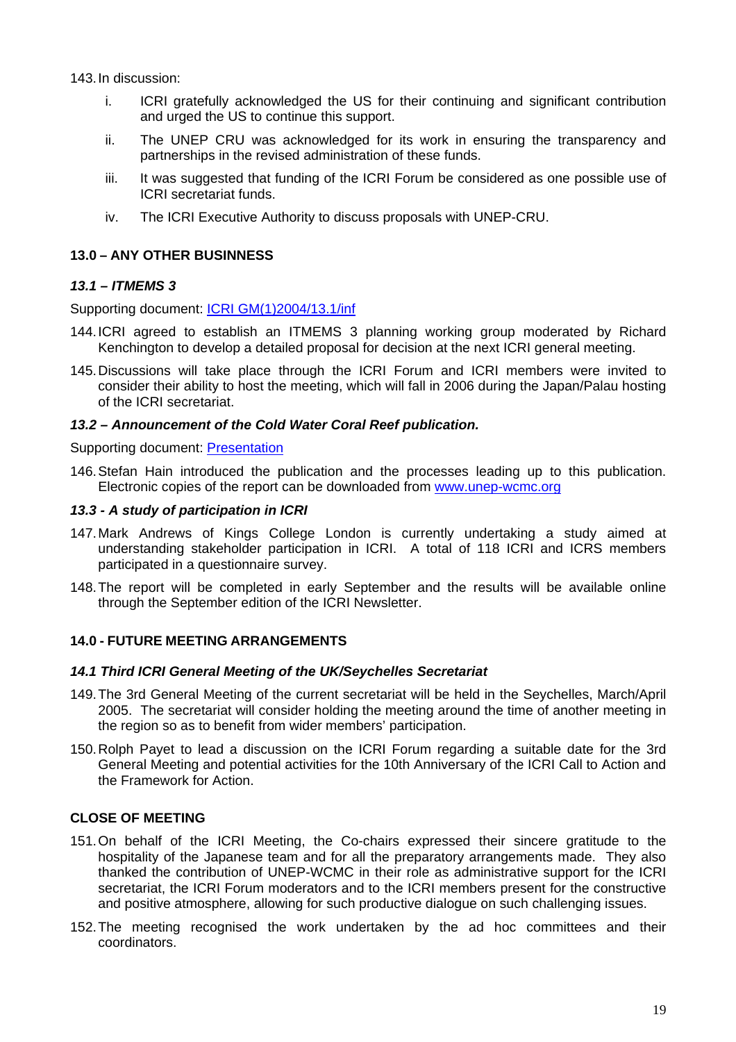143. In discussion:

   i. ICRI gratefully acknowledged the US for their continuing and significant contribution and urged the US to continue this support.

   ii. The UNEP CRU was acknowledged for its work in ensuring the transparency and partnerships in the revised administration of these funds.

   iii. It was suggested that funding of the ICRI Forum be considered as one possible use of ICRI secretariat funds.

   iv. The ICRI Executive Authority to discuss proposals with UNEP-CRU.

## 13.0 – ANY OTHER BUSINESS

### *13.1 – ITMEMS 3*

Supporting document: [ICRI GM(1)2004/13.1/inf]

144. ICRI agreed to establish an ITMEMS 3 planning working group moderated by Richard Kenchington to develop a detailed proposal for decision at the next ICRI general meeting.

145. Discussions will take place through the ICRI Forum and ICRI members were invited to consider their ability to host the meeting, which will fall in 2006 during the Japan/Palau hosting of the ICRI secretariat.

### *13.2 – Announcement of the Cold Water Coral Reef publication.*

Supporting document: [Presentation]

146. Stefan Hain introduced the publication and the processes leading up to this publication. Electronic copies of the report can be downloaded from www.unep-wcmc.org

### *13.3 - A study of participation in ICRI*

147. Mark Andrews of Kings College London is currently undertaking a study aimed at understanding stakeholder participation in ICRI. A total of 118 ICRI and ICRS members participated in a questionnaire survey.

148. The report will be completed in early September and the results will be available online through the September edition of the ICRI Newsletter.

## 14.0 - FUTURE MEETING ARRANGEMENTS

### *14.1 Third ICRI General Meeting of the UK/Seychelles Secretariat*

149. The 3rd General Meeting of the current secretariat will be held in the Seychelles, March/April 2005. The secretariat will consider holding the meeting around the time of another meeting in the region so as to benefit from wider members' participation.

150. Rolph Payet to lead a discussion on the ICRI Forum regarding a suitable date for the 3rd General Meeting and potential activities for the 10th Anniversary of the ICRI Call to Action and the Framework for Action.

## CLOSE OF MEETING

151. On behalf of the ICRI Meeting, the Co-chairs expressed their sincere gratitude to the hospitality of the Japanese team and for all the preparatory arrangements made. They also thanked the contribution of UNEP-WCMC in their role as administrative support for the ICRI secretariat, the ICRI Forum moderators and to the ICRI members present for the constructive and positive atmosphere, allowing for such productive dialogue on such challenging issues.

152. The meeting recognised the work undertaken by the ad hoc committees and their coordinators.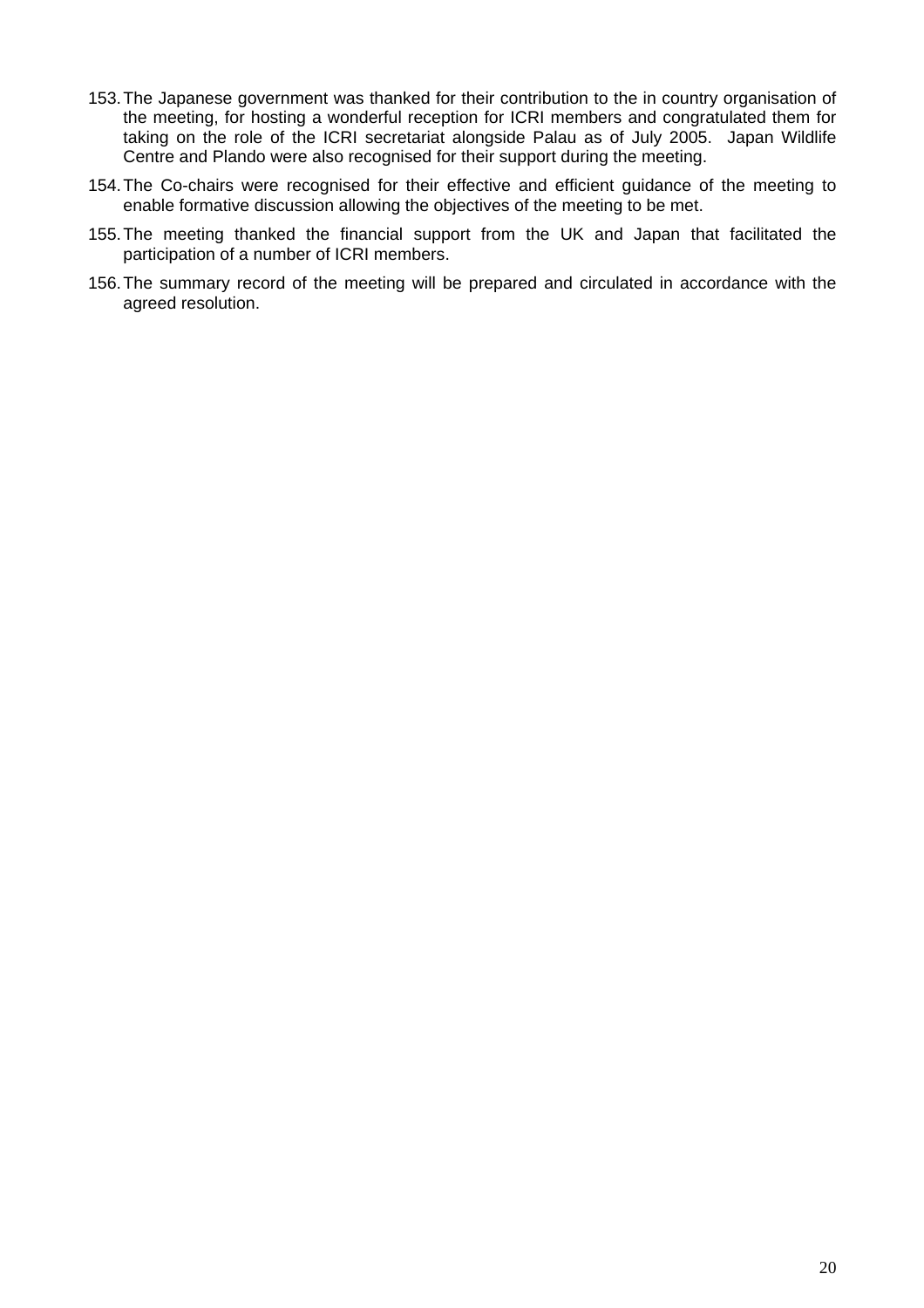153. The Japanese government was thanked for their contribution to the in country organisation of the meeting, for hosting a wonderful reception for ICRI members and congratulated them for taking on the role of the ICRI secretariat alongside Palau as of July 2005. Japan Wildlife Centre and Plando were also recognised for their support during the meeting.

154. The Co-chairs were recognised for their effective and efficient guidance of the meeting to enable formative discussion allowing the objectives of the meeting to be met.

155. The meeting thanked the financial support from the UK and Japan that facilitated the participation of a number of ICRI members.

156. The summary record of the meeting will be prepared and circulated in accordance with the agreed resolution.